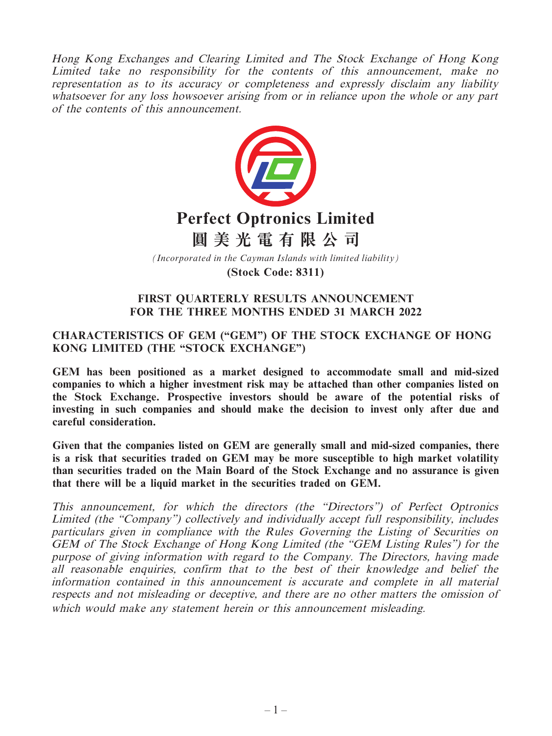*Hong Kong Exchanges and Clearing Limited and The Stock Exchange of Hong Kong Limited take no responsibility for the contents of this announcement, make no representation as to its accuracy or completeness and expressly disclaim any liability whatsoever for any loss howsoever arising from or in reliance upon the whole or any part of the contents of this announcement.*

# Perfect Optronics Limited
# 圓美光電有限公司

*(Incorporated in the Cayman Islands with limited liability)*

**(Stock Code: 8311)**

## FIRST QUARTERLY RESULTS ANNOUNCEMENT FOR THE THREE MONTHS ENDED 31 MARCH 2022

### CHARACTERISTICS OF GEM ("GEM") OF THE STOCK EXCHANGE OF HONG KONG LIMITED (THE "STOCK EXCHANGE")

**GEM has been positioned as a market designed to accommodate small and mid-sized companies to which a higher investment risk may be attached than other companies listed on the Stock Exchange. Prospective investors should be aware of the potential risks of investing in such companies and should make the decision to invest only after due and careful consideration.**

**Given that the companies listed on GEM are generally small and mid-sized companies, there is a risk that securities traded on GEM may be more susceptible to high market volatility than securities traded on the Main Board of the Stock Exchange and no assurance is given that there will be a liquid market in the securities traded on GEM.**

*This announcement, for which the directors (the "Directors") of Perfect Optronics Limited (the "Company") collectively and individually accept full responsibility, includes particulars given in compliance with the Rules Governing the Listing of Securities on GEM of The Stock Exchange of Hong Kong Limited (the "GEM Listing Rules") for the purpose of giving information with regard to the Company. The Directors, having made all reasonable enquiries, confirm that to the best of their knowledge and belief the information contained in this announcement is accurate and complete in all material respects and not misleading or deceptive, and there are no other matters the omission of which would make any statement herein or this announcement misleading.*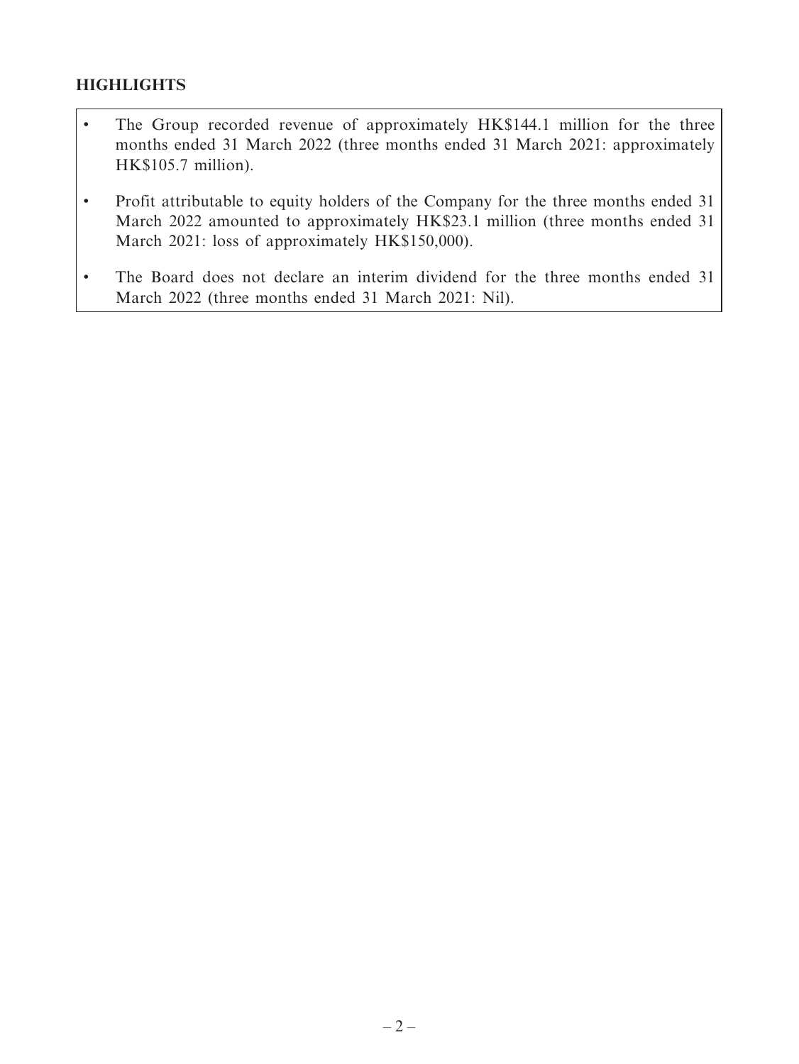## HIGHLIGHTS

- The Group recorded revenue of approximately HK$144.1 million for the three months ended 31 March 2022 (three months ended 31 March 2021: approximately HK$105.7 million).
- Profit attributable to equity holders of the Company for the three months ended 31 March 2022 amounted to approximately HK$23.1 million (three months ended 31 March 2021: loss of approximately HK$150,000).
- The Board does not declare an interim dividend for the three months ended 31 March 2022 (three months ended 31 March 2021: Nil).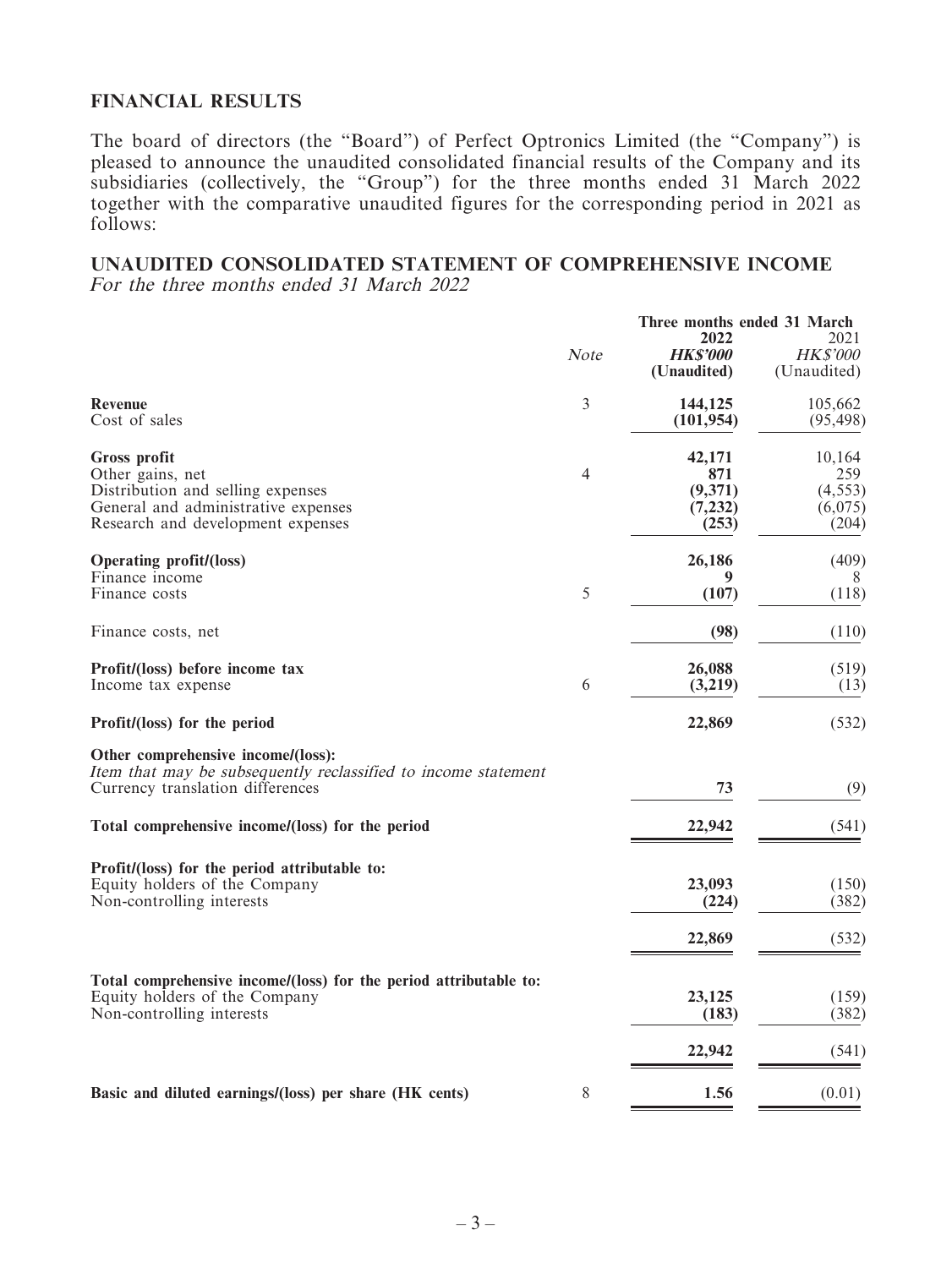## FINANCIAL RESULTS

The board of directors (the "Board") of Perfect Optronics Limited (the "Company") is pleased to announce the unaudited consolidated financial results of the Company and its subsidiaries (collectively, the "Group") for the three months ended 31 March 2022 together with the comparative unaudited figures for the corresponding period in 2021 as follows:

## UNAUDITED CONSOLIDATED STATEMENT OF COMPREHENSIVE INCOME

*For the three months ended 31 March 2022*

| | *Note* | Three months ended 31 March | |
|---|---|---|---|
| | | **2022** | 2021 |
| | | ***HK$'000*** | *HK$'000* |
| | | **(Unaudited)** | (Unaudited) |
| **Revenue** | 3 | **144,125** | 105,662 |
| Cost of sales | | **(101,954)** | (95,498) |
| **Gross profit** | | **42,171** | 10,164 |
| Other gains, net | 4 | **871** | 259 |
| Distribution and selling expenses | | **(9,371)** | (4,553) |
| General and administrative expenses | | **(7,232)** | (6,075) |
| Research and development expenses | | **(253)** | (204) |
| **Operating profit/(loss)** | | **26,186** | (409) |
| Finance income | | **9** | 8 |
| Finance costs | 5 | **(107)** | (118) |
| Finance costs, net | | **(98)** | (110) |
| **Profit/(loss) before income tax** | | **26,088** | (519) |
| Income tax expense | 6 | **(3,219)** | (13) |
| **Profit/(loss) for the period** | | **22,869** | (532) |
| **Other comprehensive income/(loss):** | | | |
| *Item that may be subsequently reclassified to income statement* | | | |
| Currency translation differences | | **73** | (9) |
| **Total comprehensive income/(loss) for the period** | | **22,942** | (541) |
| **Profit/(loss) for the period attributable to:** | | | |
| Equity holders of the Company | | **23,093** | (150) |
| Non-controlling interests | | **(224)** | (382) |
| | | **22,869** | (532) |
| **Total comprehensive income/(loss) for the period attributable to:** | | | |
| Equity holders of the Company | | **23,125** | (159) |
| Non-controlling interests | | **(183)** | (382) |
| | | **22,942** | (541) |
| **Basic and diluted earnings/(loss) per share (HK cents)** | 8 | **1.56** | (0.01) |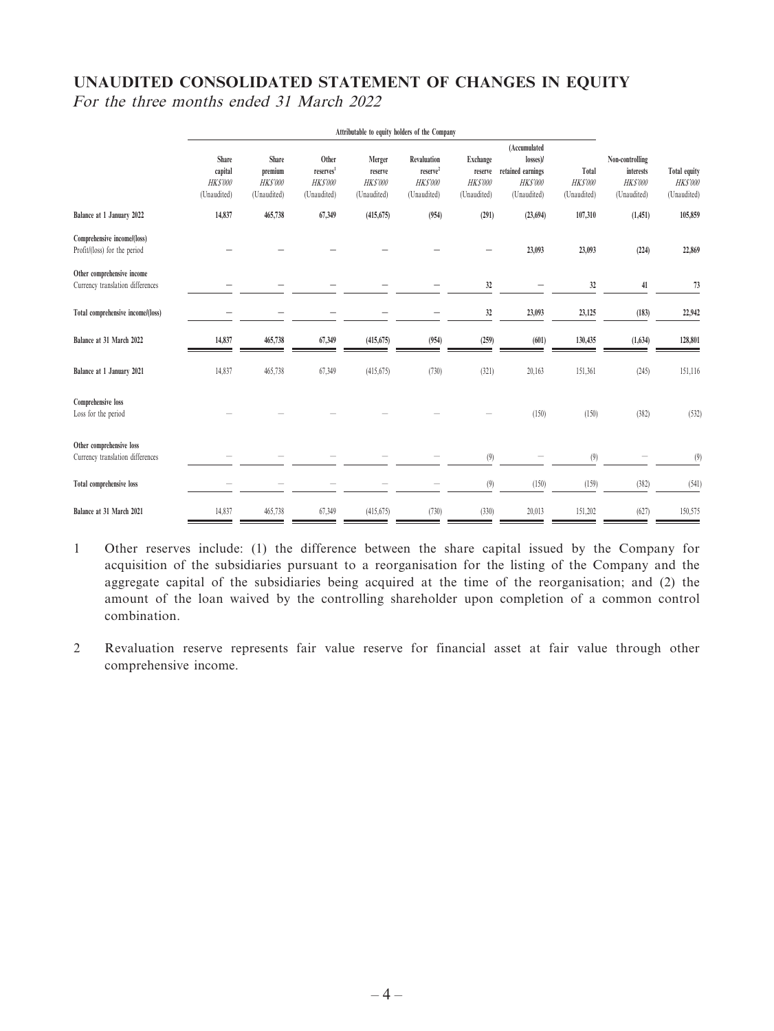## UNAUDITED CONSOLIDATED STATEMENT OF CHANGES IN EQUITY

*For the three months ended 31 March 2022*

| | Attributable to equity holders of the Company | | | | | | | | | |
|---|---|---|---|---|---|---|---|---|---|---|
| | Share capital | Share premium | Other reserves[1] | Merger reserve | Revaluation reserve[2] | Exchange reserve | (Accumulated losses)/ retained earnings | Total | Non-controlling interests | Total equity |
| | *HK$'000* | *HK$'000* | *HK$'000* | *HK$'000* | *HK$'000* | *HK$'000* | *HK$'000* | *HK$'000* | *HK$'000* | *HK$'000* |
| | (Unaudited) | (Unaudited) | (Unaudited) | (Unaudited) | (Unaudited) | (Unaudited) | (Unaudited) | (Unaudited) | (Unaudited) | (Unaudited) |
| **Balance at 1 January 2022** | **14,837** | **465,738** | **67,349** | **(415,675)** | **(954)** | **(291)** | **(23,694)** | **107,310** | **(1,451)** | **105,859** |
| **Comprehensive income/(loss)** | | | | | | | | | | |
| Profit/(loss) for the period | – | – | – | – | – | – | **23,093** | **23,093** | **(224)** | **22,869** |
| **Other comprehensive income** | | | | | | | | | | |
| Currency translation differences | – | – | – | – | – | **32** | – | **32** | **41** | **73** |
| **Total comprehensive income/(loss)** | – | – | – | – | – | **32** | **23,093** | **23,125** | **(183)** | **22,942** |
| **Balance at 31 March 2022** | **14,837** | **465,738** | **67,349** | **(415,675)** | **(954)** | **(259)** | **(601)** | **130,435** | **(1,634)** | **128,801** |
| **Balance at 1 January 2021** | 14,837 | 465,738 | 67,349 | (415,675) | (730) | (321) | 20,163 | 151,361 | (245) | 151,116 |
| **Comprehensive loss** | | | | | | | | | | |
| Loss for the period | – | – | – | – | – | – | (150) | (150) | (382) | (532) |
| **Other comprehensive loss** | | | | | | | | | | |
| Currency translation differences | – | – | – | – | – | (9) | – | (9) | – | (9) |
| **Total comprehensive loss** | – | – | – | – | – | (9) | (150) | (159) | (382) | (541) |
| **Balance at 31 March 2021** | 14,837 | 465,738 | 67,349 | (415,675) | (730) | (330) | 20,013 | 151,202 | (627) | 150,575 |

1 Other reserves include: (1) the difference between the share capital issued by the Company for acquisition of the subsidiaries pursuant to a reorganisation for the listing of the Company and the aggregate capital of the subsidiaries being acquired at the time of the reorganisation; and (2) the amount of the loan waived by the controlling shareholder upon completion of a common control combination.

2 Revaluation reserve represents fair value reserve for financial asset at fair value through other comprehensive income.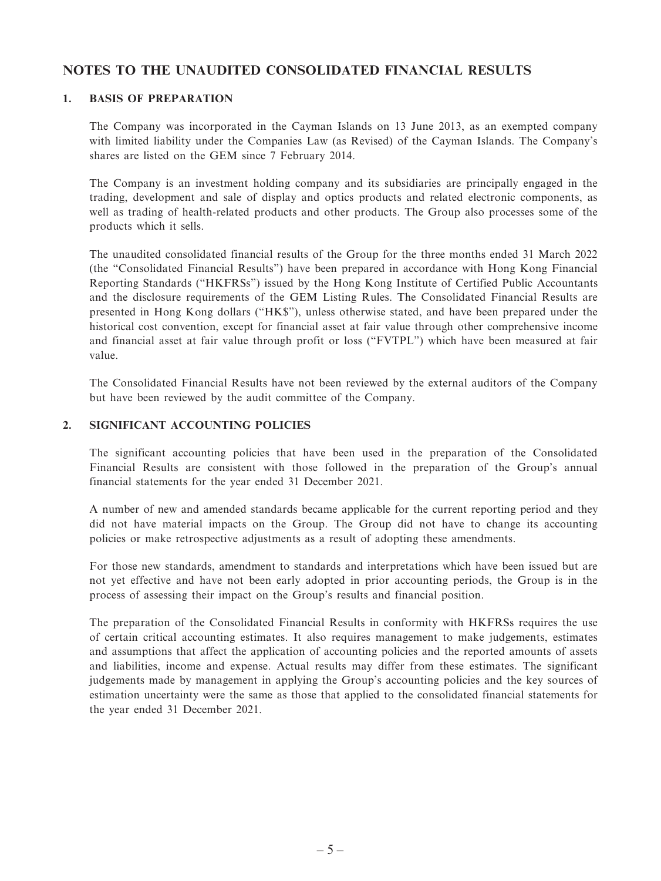# NOTES TO THE UNAUDITED CONSOLIDATED FINANCIAL RESULTS

## 1. BASIS OF PREPARATION

The Company was incorporated in the Cayman Islands on 13 June 2013, as an exempted company with limited liability under the Companies Law (as Revised) of the Cayman Islands. The Company's shares are listed on the GEM since 7 February 2014.

The Company is an investment holding company and its subsidiaries are principally engaged in the trading, development and sale of display and optics products and related electronic components, as well as trading of health-related products and other products. The Group also processes some of the products which it sells.

The unaudited consolidated financial results of the Group for the three months ended 31 March 2022 (the "Consolidated Financial Results") have been prepared in accordance with Hong Kong Financial Reporting Standards ("HKFRSs") issued by the Hong Kong Institute of Certified Public Accountants and the disclosure requirements of the GEM Listing Rules. The Consolidated Financial Results are presented in Hong Kong dollars ("HK$"), unless otherwise stated, and have been prepared under the historical cost convention, except for financial asset at fair value through other comprehensive income and financial asset at fair value through profit or loss ("FVTPL") which have been measured at fair value.

The Consolidated Financial Results have not been reviewed by the external auditors of the Company but have been reviewed by the audit committee of the Company.

## 2. SIGNIFICANT ACCOUNTING POLICIES

The significant accounting policies that have been used in the preparation of the Consolidated Financial Results are consistent with those followed in the preparation of the Group's annual financial statements for the year ended 31 December 2021.

A number of new and amended standards became applicable for the current reporting period and they did not have material impacts on the Group. The Group did not have to change its accounting policies or make retrospective adjustments as a result of adopting these amendments.

For those new standards, amendment to standards and interpretations which have been issued but are not yet effective and have not been early adopted in prior accounting periods, the Group is in the process of assessing their impact on the Group's results and financial position.

The preparation of the Consolidated Financial Results in conformity with HKFRSs requires the use of certain critical accounting estimates. It also requires management to make judgements, estimates and assumptions that affect the application of accounting policies and the reported amounts of assets and liabilities, income and expense. Actual results may differ from these estimates. The significant judgements made by management in applying the Group's accounting policies and the key sources of estimation uncertainty were the same as those that applied to the consolidated financial statements for the year ended 31 December 2021.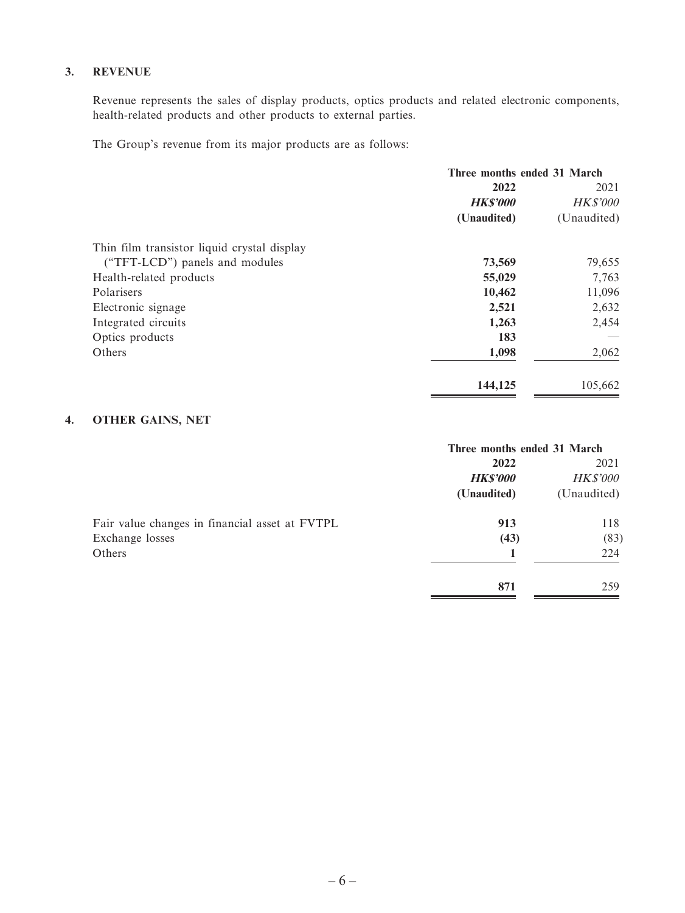## 3. REVENUE

Revenue represents the sales of display products, optics products and related electronic components, health-related products and other products to external parties.

The Group's revenue from its major products are as follows:

| | Three months ended 31 March | |
|---|---|---|
| | **2022** | 2021 |
| | ***HK$'000*** | *HK$'000* |
| | **(Unaudited)** | (Unaudited) |
| Thin film transistor liquid crystal display ("TFT-LCD") panels and modules | **73,569** | 79,655 |
| Health-related products | **55,029** | 7,763 |
| Polarisers | **10,462** | 11,096 |
| Electronic signage | **2,521** | 2,632 |
| Integrated circuits | **1,263** | 2,454 |
| Optics products | **183** | — |
| Others | **1,098** | 2,062 |
| | **144,125** | 105,662 |

## 4. OTHER GAINS, NET

| | Three months ended 31 March | |
|---|---|---|
| | **2022** | 2021 |
| | ***HK$'000*** | *HK$'000* |
| | **(Unaudited)** | (Unaudited) |
| Fair value changes in financial asset at FVTPL | **913** | 118 |
| Exchange losses | **(43)** | (83) |
| Others | **1** | 224 |
| | **871** | 259 |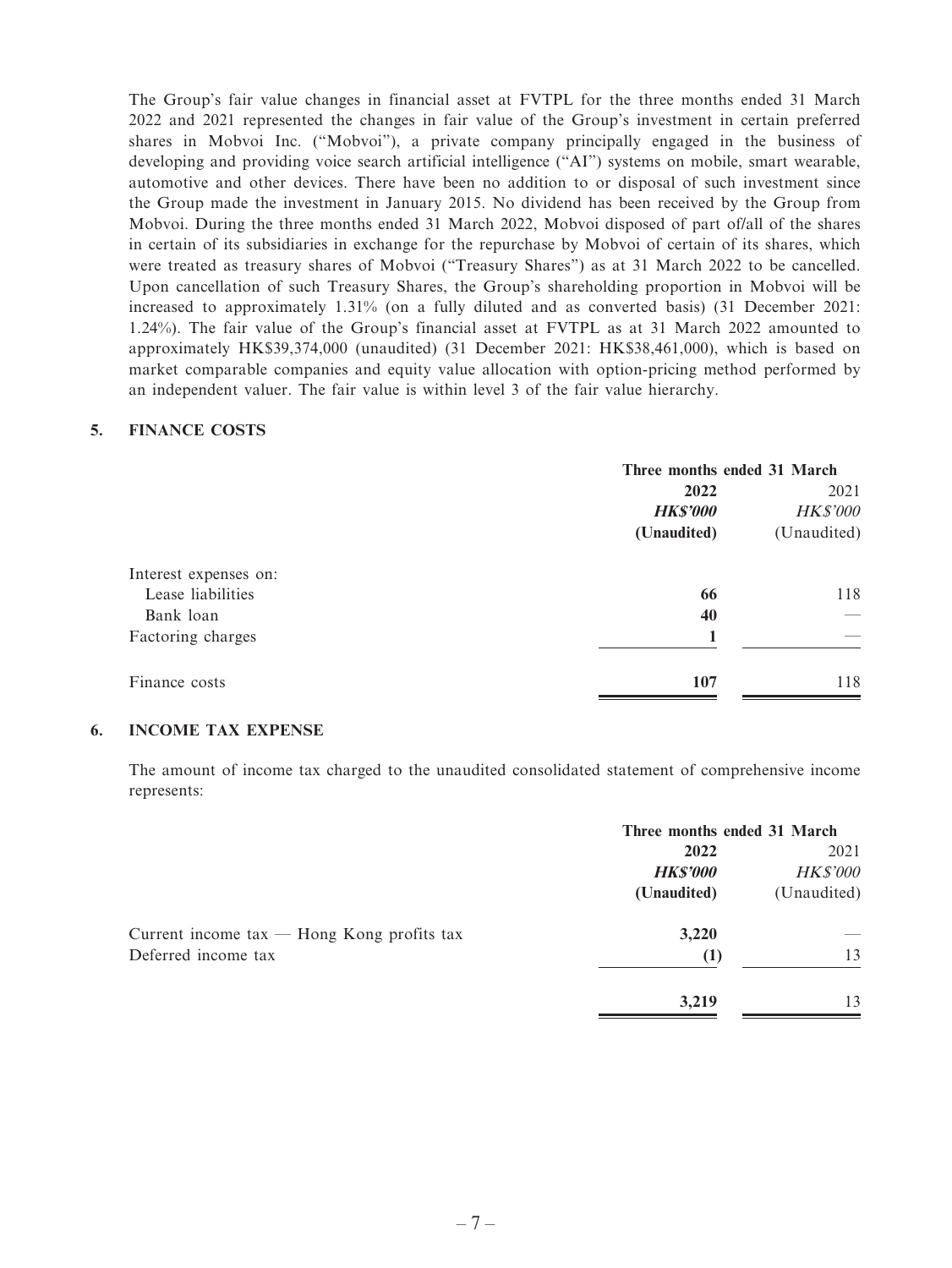The Group's fair value changes in financial asset at FVTPL for the three months ended 31 March 2022 and 2021 represented the changes in fair value of the Group's investment in certain preferred shares in Mobvoi Inc. ("Mobvoi"), a private company principally engaged in the business of developing and providing voice search artificial intelligence ("AI") systems on mobile, smart wearable, automotive and other devices. There have been no addition to or disposal of such investment since the Group made the investment in January 2015. No dividend has been received by the Group from Mobvoi. During the three months ended 31 March 2022, Mobvoi disposed of part of/all of the shares in certain of its subsidiaries in exchange for the repurchase by Mobvoi of certain of its shares, which were treated as treasury shares of Mobvoi ("Treasury Shares") as at 31 March 2022 to be cancelled. Upon cancellation of such Treasury Shares, the Group's shareholding proportion in Mobvoi will be increased to approximately 1.31% (on a fully diluted and as converted basis) (31 December 2021: 1.24%). The fair value of the Group's financial asset at FVTPL as at 31 March 2022 amounted to approximately HK$39,374,000 (unaudited) (31 December 2021: HK$38,461,000), which is based on market comparable companies and equity value allocation with option-pricing method performed by an independent valuer. The fair value is within level 3 of the fair value hierarchy.

## 5. FINANCE COSTS

| | Three months ended 31 March | |
|---|---|---|
| | **2022** | 2021 |
| | ***HK$'000*** | *HK$'000* |
| | **(Unaudited)** | (Unaudited) |
| Interest expenses on: | | |
| Lease liabilities | **66** | 118 |
| Bank loan | **40** | — |
| Factoring charges | **1** | — |
| Finance costs | **107** | 118 |

## 6. INCOME TAX EXPENSE

The amount of income tax charged to the unaudited consolidated statement of comprehensive income represents:

| | Three months ended 31 March | |
|---|---|---|
| | **2022** | 2021 |
| | ***HK$'000*** | *HK$'000* |
| | **(Unaudited)** | (Unaudited) |
| Current income tax — Hong Kong profits tax | **3,220** | — |
| Deferred income tax | **(1)** | 13 |
| | **3,219** | 13 |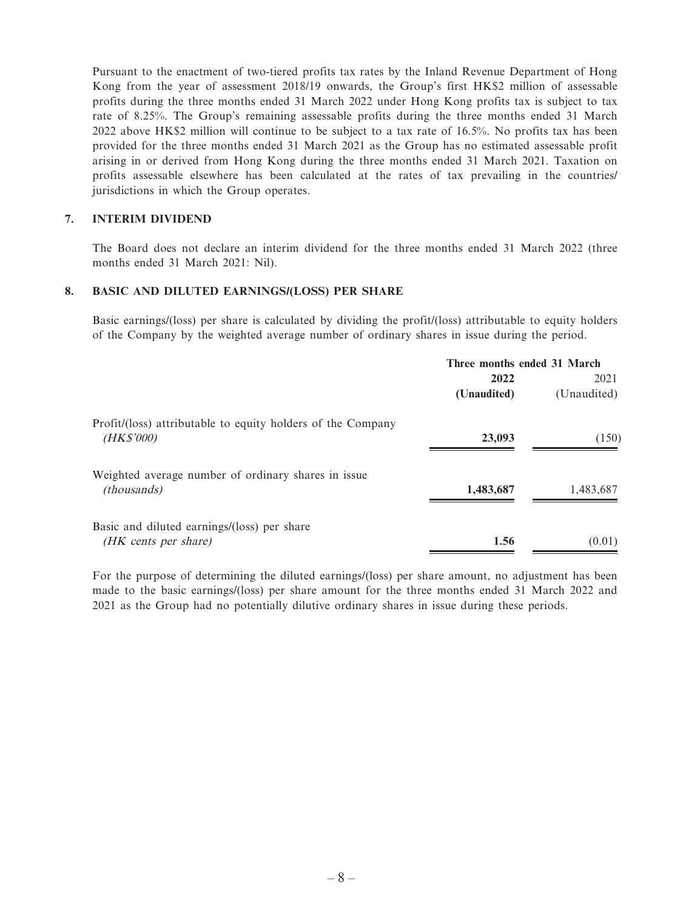Pursuant to the enactment of two-tiered profits tax rates by the Inland Revenue Department of Hong Kong from the year of assessment 2018/19 onwards, the Group's first HK$2 million of assessable profits during the three months ended 31 March 2022 under Hong Kong profits tax is subject to tax rate of 8.25%. The Group's remaining assessable profits during the three months ended 31 March 2022 above HK$2 million will continue to be subject to a tax rate of 16.5%. No profits tax has been provided for the three months ended 31 March 2021 as the Group has no estimated assessable profit arising in or derived from Hong Kong during the three months ended 31 March 2021. Taxation on profits assessable elsewhere has been calculated at the rates of tax prevailing in the countries/ jurisdictions in which the Group operates.

## 7. INTERIM DIVIDEND

The Board does not declare an interim dividend for the three months ended 31 March 2022 (three months ended 31 March 2021: Nil).

## 8. BASIC AND DILUTED EARNINGS/(LOSS) PER SHARE

Basic earnings/(loss) per share is calculated by dividing the profit/(loss) attributable to equity holders of the Company by the weighted average number of ordinary shares in issue during the period.

| | Three months ended 31 March | |
|---|---|---|
| | **2022** | 2021 |
| | **(Unaudited)** | (Unaudited) |
| Profit/(loss) attributable to equity holders of the Company *(HK$'000)* | **23,093** | (150) |
| Weighted average number of ordinary shares in issue *(thousands)* | **1,483,687** | 1,483,687 |
| Basic and diluted earnings/(loss) per share *(HK cents per share)* | **1.56** | (0.01) |

For the purpose of determining the diluted earnings/(loss) per share amount, no adjustment has been made to the basic earnings/(loss) per share amount for the three months ended 31 March 2022 and 2021 as the Group had no potentially dilutive ordinary shares in issue during these periods.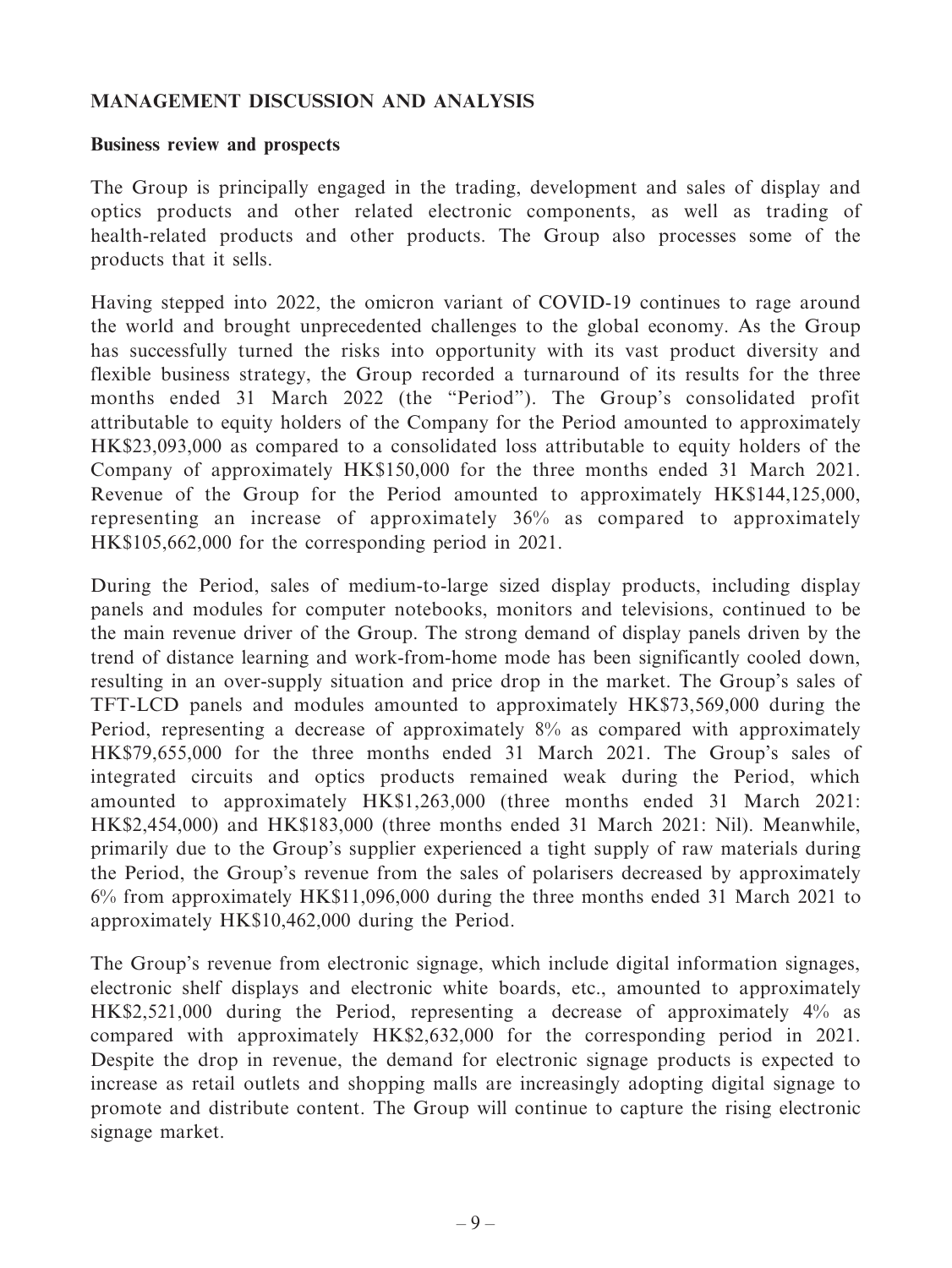## MANAGEMENT DISCUSSION AND ANALYSIS

### Business review and prospects

The Group is principally engaged in the trading, development and sales of display and optics products and other related electronic components, as well as trading of health-related products and other products. The Group also processes some of the products that it sells.

Having stepped into 2022, the omicron variant of COVID-19 continues to rage around the world and brought unprecedented challenges to the global economy. As the Group has successfully turned the risks into opportunity with its vast product diversity and flexible business strategy, the Group recorded a turnaround of its results for the three months ended 31 March 2022 (the "Period"). The Group's consolidated profit attributable to equity holders of the Company for the Period amounted to approximately HK$23,093,000 as compared to a consolidated loss attributable to equity holders of the Company of approximately HK$150,000 for the three months ended 31 March 2021. Revenue of the Group for the Period amounted to approximately HK$144,125,000, representing an increase of approximately 36% as compared to approximately HK$105,662,000 for the corresponding period in 2021.

During the Period, sales of medium-to-large sized display products, including display panels and modules for computer notebooks, monitors and televisions, continued to be the main revenue driver of the Group. The strong demand of display panels driven by the trend of distance learning and work-from-home mode has been significantly cooled down, resulting in an over-supply situation and price drop in the market. The Group's sales of TFT-LCD panels and modules amounted to approximately HK$73,569,000 during the Period, representing a decrease of approximately 8% as compared with approximately HK$79,655,000 for the three months ended 31 March 2021. The Group's sales of integrated circuits and optics products remained weak during the Period, which amounted to approximately HK$1,263,000 (three months ended 31 March 2021: HK$2,454,000) and HK$183,000 (three months ended 31 March 2021: Nil). Meanwhile, primarily due to the Group's supplier experienced a tight supply of raw materials during the Period, the Group's revenue from the sales of polarisers decreased by approximately 6% from approximately HK$11,096,000 during the three months ended 31 March 2021 to approximately HK$10,462,000 during the Period.

The Group's revenue from electronic signage, which include digital information signages, electronic shelf displays and electronic white boards, etc., amounted to approximately HK$2,521,000 during the Period, representing a decrease of approximately 4% as compared with approximately HK$2,632,000 for the corresponding period in 2021. Despite the drop in revenue, the demand for electronic signage products is expected to increase as retail outlets and shopping malls are increasingly adopting digital signage to promote and distribute content. The Group will continue to capture the rising electronic signage market.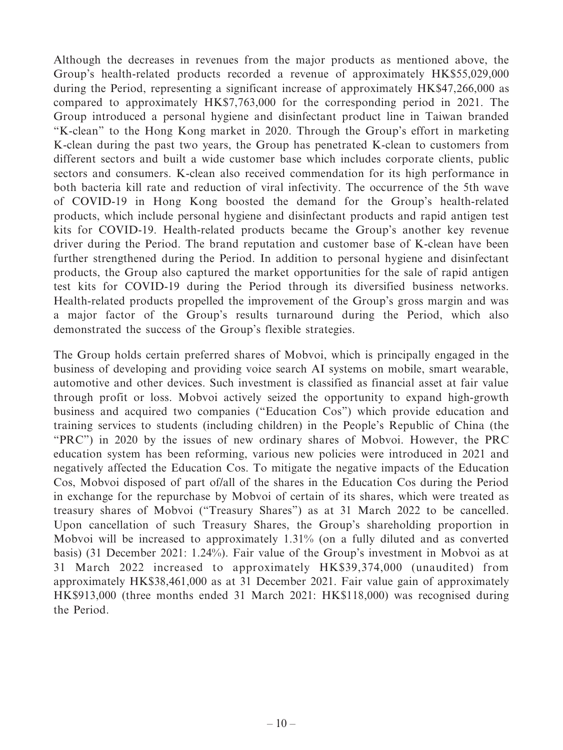Although the decreases in revenues from the major products as mentioned above, the Group's health-related products recorded a revenue of approximately HK$55,029,000 during the Period, representing a significant increase of approximately HK$47,266,000 as compared to approximately HK$7,763,000 for the corresponding period in 2021. The Group introduced a personal hygiene and disinfectant product line in Taiwan branded "K-clean" to the Hong Kong market in 2020. Through the Group's effort in marketing K-clean during the past two years, the Group has penetrated K-clean to customers from different sectors and built a wide customer base which includes corporate clients, public sectors and consumers. K-clean also received commendation for its high performance in both bacteria kill rate and reduction of viral infectivity. The occurrence of the 5th wave of COVID-19 in Hong Kong boosted the demand for the Group's health-related products, which include personal hygiene and disinfectant products and rapid antigen test kits for COVID-19. Health-related products became the Group's another key revenue driver during the Period. The brand reputation and customer base of K-clean have been further strengthened during the Period. In addition to personal hygiene and disinfectant products, the Group also captured the market opportunities for the sale of rapid antigen test kits for COVID-19 during the Period through its diversified business networks. Health-related products propelled the improvement of the Group's gross margin and was a major factor of the Group's results turnaround during the Period, which also demonstrated the success of the Group's flexible strategies.

The Group holds certain preferred shares of Mobvoi, which is principally engaged in the business of developing and providing voice search AI systems on mobile, smart wearable, automotive and other devices. Such investment is classified as financial asset at fair value through profit or loss. Mobvoi actively seized the opportunity to expand high-growth business and acquired two companies ("Education Cos") which provide education and training services to students (including children) in the People's Republic of China (the "PRC") in 2020 by the issues of new ordinary shares of Mobvoi. However, the PRC education system has been reforming, various new policies were introduced in 2021 and negatively affected the Education Cos. To mitigate the negative impacts of the Education Cos, Mobvoi disposed of part of/all of the shares in the Education Cos during the Period in exchange for the repurchase by Mobvoi of certain of its shares, which were treated as treasury shares of Mobvoi ("Treasury Shares") as at 31 March 2022 to be cancelled. Upon cancellation of such Treasury Shares, the Group's shareholding proportion in Mobvoi will be increased to approximately 1.31% (on a fully diluted and as converted basis) (31 December 2021: 1.24%). Fair value of the Group's investment in Mobvoi as at 31 March 2022 increased to approximately HK$39,374,000 (unaudited) from approximately HK$38,461,000 as at 31 December 2021. Fair value gain of approximately HK$913,000 (three months ended 31 March 2021: HK$118,000) was recognised during the Period.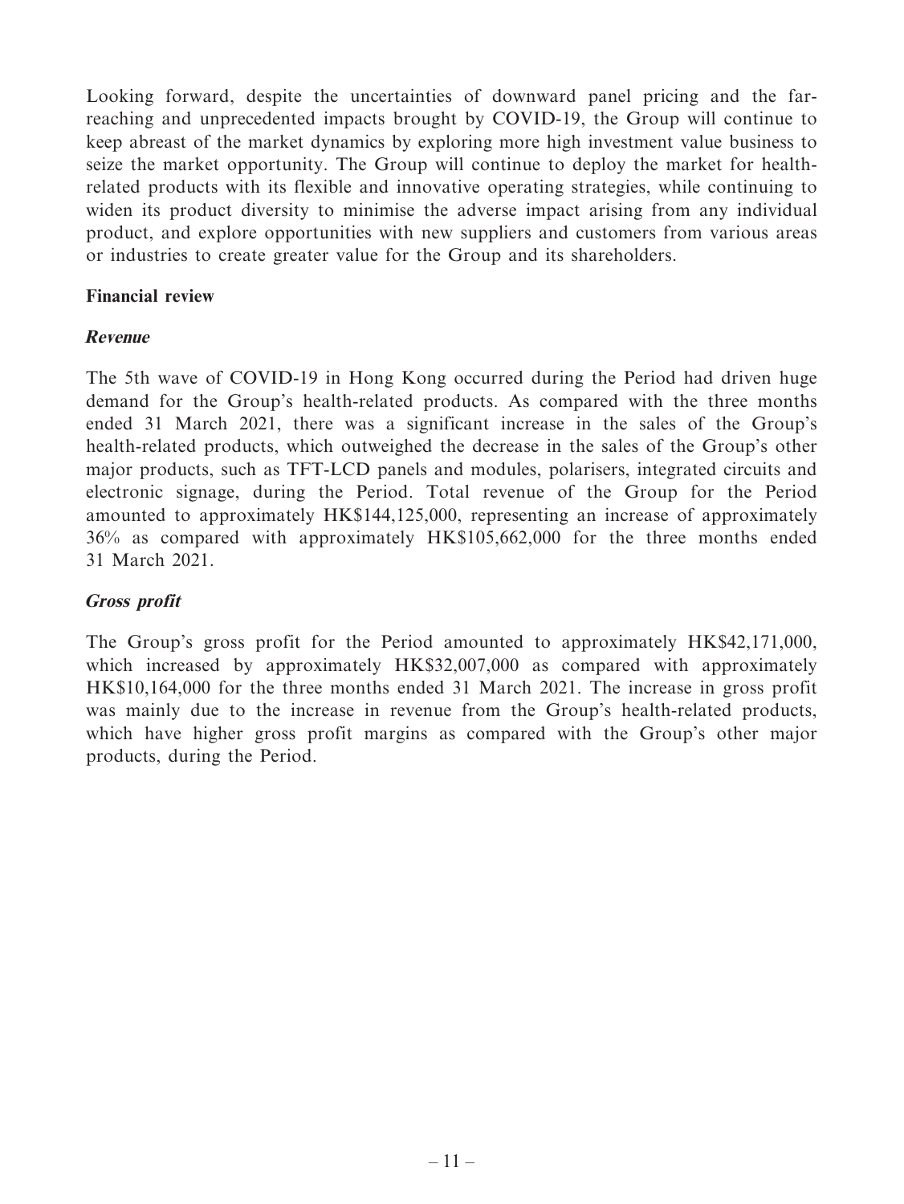Looking forward, despite the uncertainties of downward panel pricing and the far-reaching and unprecedented impacts brought by COVID-19, the Group will continue to keep abreast of the market dynamics by exploring more high investment value business to seize the market opportunity. The Group will continue to deploy the market for health-related products with its flexible and innovative operating strategies, while continuing to widen its product diversity to minimise the adverse impact arising from any individual product, and explore opportunities with new suppliers and customers from various areas or industries to create greater value for the Group and its shareholders.

**Financial review**

***Revenue***

The 5th wave of COVID-19 in Hong Kong occurred during the Period had driven huge demand for the Group's health-related products. As compared with the three months ended 31 March 2021, there was a significant increase in the sales of the Group's health-related products, which outweighed the decrease in the sales of the Group's other major products, such as TFT-LCD panels and modules, polarisers, integrated circuits and electronic signage, during the Period. Total revenue of the Group for the Period amounted to approximately HK$144,125,000, representing an increase of approximately 36% as compared with approximately HK$105,662,000 for the three months ended 31 March 2021.

***Gross profit***

The Group's gross profit for the Period amounted to approximately HK$42,171,000, which increased by approximately HK$32,007,000 as compared with approximately HK$10,164,000 for the three months ended 31 March 2021. The increase in gross profit was mainly due to the increase in revenue from the Group's health-related products, which have higher gross profit margins as compared with the Group's other major products, during the Period.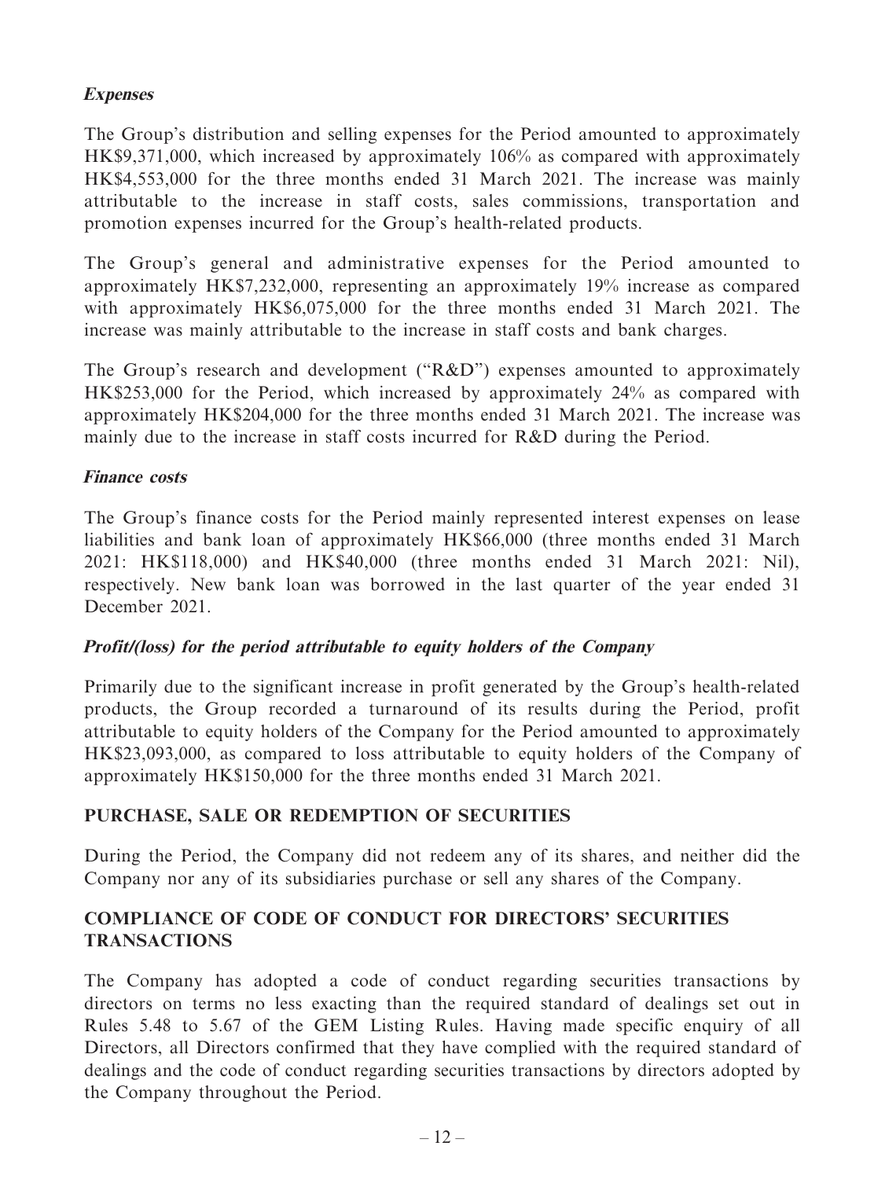***Expenses***

The Group's distribution and selling expenses for the Period amounted to approximately HK$9,371,000, which increased by approximately 106% as compared with approximately HK$4,553,000 for the three months ended 31 March 2021. The increase was mainly attributable to the increase in staff costs, sales commissions, transportation and promotion expenses incurred for the Group's health-related products.

The Group's general and administrative expenses for the Period amounted to approximately HK$7,232,000, representing an approximately 19% increase as compared with approximately HK$6,075,000 for the three months ended 31 March 2021. The increase was mainly attributable to the increase in staff costs and bank charges.

The Group's research and development ("R&D") expenses amounted to approximately HK$253,000 for the Period, which increased by approximately 24% as compared with approximately HK$204,000 for the three months ended 31 March 2021. The increase was mainly due to the increase in staff costs incurred for R&D during the Period.

***Finance costs***

The Group's finance costs for the Period mainly represented interest expenses on lease liabilities and bank loan of approximately HK$66,000 (three months ended 31 March 2021: HK$118,000) and HK$40,000 (three months ended 31 March 2021: Nil), respectively. New bank loan was borrowed in the last quarter of the year ended 31 December 2021.

***Profit/(loss) for the period attributable to equity holders of the Company***

Primarily due to the significant increase in profit generated by the Group's health-related products, the Group recorded a turnaround of its results during the Period, profit attributable to equity holders of the Company for the Period amounted to approximately HK$23,093,000, as compared to loss attributable to equity holders of the Company of approximately HK$150,000 for the three months ended 31 March 2021.

## PURCHASE, SALE OR REDEMPTION OF SECURITIES

During the Period, the Company did not redeem any of its shares, and neither did the Company nor any of its subsidiaries purchase or sell any shares of the Company.

## COMPLIANCE OF CODE OF CONDUCT FOR DIRECTORS' SECURITIES TRANSACTIONS

The Company has adopted a code of conduct regarding securities transactions by directors on terms no less exacting than the required standard of dealings set out in Rules 5.48 to 5.67 of the GEM Listing Rules. Having made specific enquiry of all Directors, all Directors confirmed that they have complied with the required standard of dealings and the code of conduct regarding securities transactions by directors adopted by the Company throughout the Period.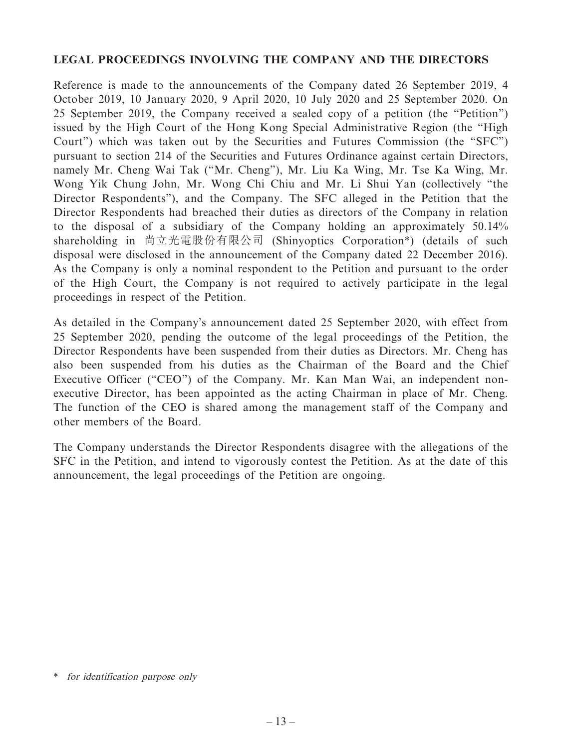**LEGAL PROCEEDINGS INVOLVING THE COMPANY AND THE DIRECTORS**

Reference is made to the announcements of the Company dated 26 September 2019, 4 October 2019, 10 January 2020, 9 April 2020, 10 July 2020 and 25 September 2020. On 25 September 2019, the Company received a sealed copy of a petition (the "Petition") issued by the High Court of the Hong Kong Special Administrative Region (the "High Court") which was taken out by the Securities and Futures Commission (the "SFC") pursuant to section 214 of the Securities and Futures Ordinance against certain Directors, namely Mr. Cheng Wai Tak ("Mr. Cheng"), Mr. Liu Ka Wing, Mr. Tse Ka Wing, Mr. Wong Yik Chung John, Mr. Wong Chi Chiu and Mr. Li Shui Yan (collectively "the Director Respondents"), and the Company. The SFC alleged in the Petition that the Director Respondents had breached their duties as directors of the Company in relation to the disposal of a subsidiary of the Company holding an approximately 50.14% shareholding in 尚立光電股份有限公司 (Shinyoptics Corporation*) (details of such disposal were disclosed in the announcement of the Company dated 22 December 2016). As the Company is only a nominal respondent to the Petition and pursuant to the order of the High Court, the Company is not required to actively participate in the legal proceedings in respect of the Petition.

As detailed in the Company's announcement dated 25 September 2020, with effect from 25 September 2020, pending the outcome of the legal proceedings of the Petition, the Director Respondents have been suspended from their duties as Directors. Mr. Cheng has also been suspended from his duties as the Chairman of the Board and the Chief Executive Officer ("CEO") of the Company. Mr. Kan Man Wai, an independent non-executive Director, has been appointed as the acting Chairman in place of Mr. Cheng. The function of the CEO is shared among the management staff of the Company and other members of the Board.

The Company understands the Director Respondents disagree with the allegations of the SFC in the Petition, and intend to vigorously contest the Petition. As at the date of this announcement, the legal proceedings of the Petition are ongoing.

\* *for identification purpose only*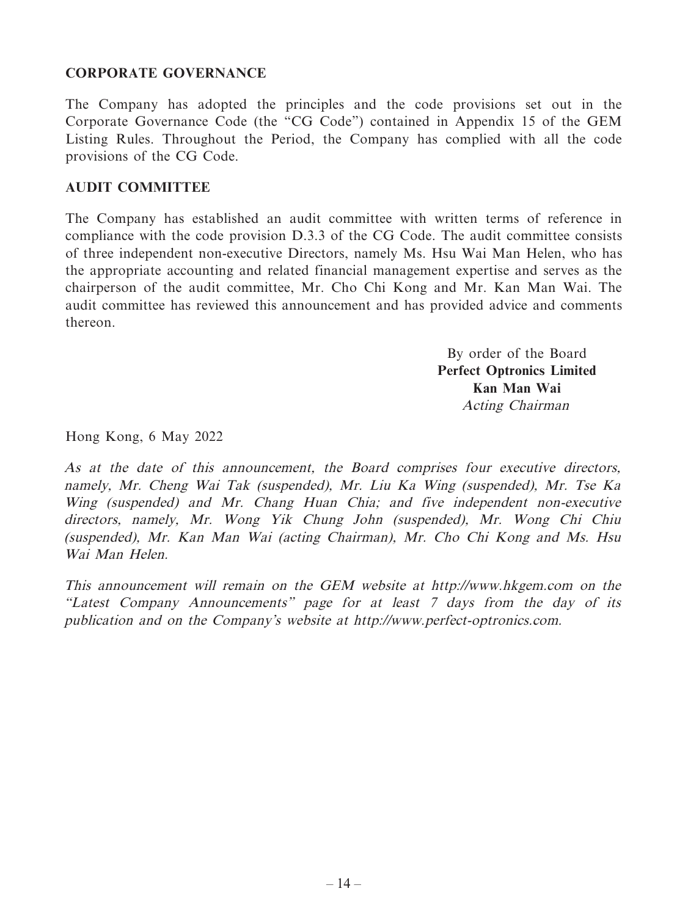## CORPORATE GOVERNANCE

The Company has adopted the principles and the code provisions set out in the Corporate Governance Code (the "CG Code") contained in Appendix 15 of the GEM Listing Rules. Throughout the Period, the Company has complied with all the code provisions of the CG Code.

## AUDIT COMMITTEE

The Company has established an audit committee with written terms of reference in compliance with the code provision D.3.3 of the CG Code. The audit committee consists of three independent non-executive Directors, namely Ms. Hsu Wai Man Helen, who has the appropriate accounting and related financial management expertise and serves as the chairperson of the audit committee, Mr. Cho Chi Kong and Mr. Kan Man Wai. The audit committee has reviewed this announcement and has provided advice and comments thereon.

By order of the Board
**Perfect Optronics Limited**
**Kan Man Wai**
*Acting Chairman*

Hong Kong, 6 May 2022

*As at the date of this announcement, the Board comprises four executive directors, namely, Mr. Cheng Wai Tak (suspended), Mr. Liu Ka Wing (suspended), Mr. Tse Ka Wing (suspended) and Mr. Chang Huan Chia; and five independent non-executive directors, namely, Mr. Wong Yik Chung John (suspended), Mr. Wong Chi Chiu (suspended), Mr. Kan Man Wai (acting Chairman), Mr. Cho Chi Kong and Ms. Hsu Wai Man Helen.*

*This announcement will remain on the GEM website at http://www.hkgem.com on the "Latest Company Announcements" page for at least 7 days from the day of its publication and on the Company's website at http://www.perfect-optronics.com.*